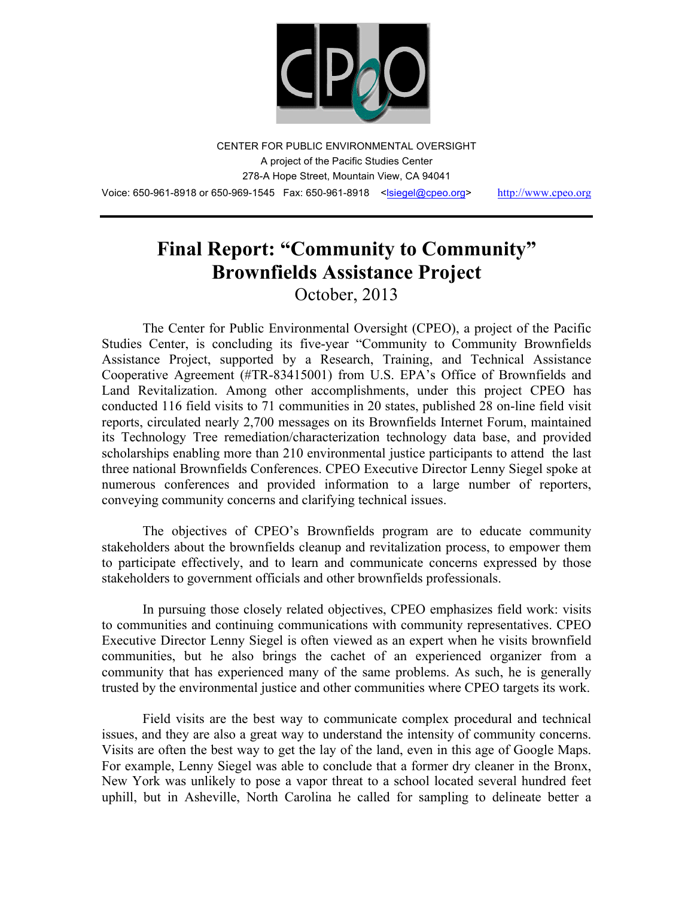CENTER FOR PUBLIC ENVIRONMENTAL OVERSIGHT
A project of the Pacific Studies Center
278-A Hope Street, Mountain View, CA 94041
Voice: 650-961-8918 or 650-969-1545 Fax: 650-961-8918 <lsiegel@cpeo.org> http://www.cpeo.org

---

# Final Report: "Community to Community" Brownfields Assistance Project

October, 2013

The Center for Public Environmental Oversight (CPEO), a project of the Pacific Studies Center, is concluding its five-year "Community to Community Brownfields Assistance Project, supported by a Research, Training, and Technical Assistance Cooperative Agreement (#TR-83415001) from U.S. EPA's Office of Brownfields and Land Revitalization. Among other accomplishments, under this project CPEO has conducted 116 field visits to 71 communities in 20 states, published 28 on-line field visit reports, circulated nearly 2,700 messages on its Brownfields Internet Forum, maintained its Technology Tree remediation/characterization technology data base, and provided scholarships enabling more than 210 environmental justice participants to attend the last three national Brownfields Conferences. CPEO Executive Director Lenny Siegel spoke at numerous conferences and provided information to a large number of reporters, conveying community concerns and clarifying technical issues.

The objectives of CPEO's Brownfields program are to educate community stakeholders about the brownfields cleanup and revitalization process, to empower them to participate effectively, and to learn and communicate concerns expressed by those stakeholders to government officials and other brownfields professionals.

In pursuing those closely related objectives, CPEO emphasizes field work: visits to communities and continuing communications with community representatives. CPEO Executive Director Lenny Siegel is often viewed as an expert when he visits brownfield communities, but he also brings the cachet of an experienced organizer from a community that has experienced many of the same problems. As such, he is generally trusted by the environmental justice and other communities where CPEO targets its work.

Field visits are the best way to communicate complex procedural and technical issues, and they are also a great way to understand the intensity of community concerns. Visits are often the best way to get the lay of the land, even in this age of Google Maps. For example, Lenny Siegel was able to conclude that a former dry cleaner in the Bronx, New York was unlikely to pose a vapor threat to a school located several hundred feet uphill, but in Asheville, North Carolina he called for sampling to delineate better a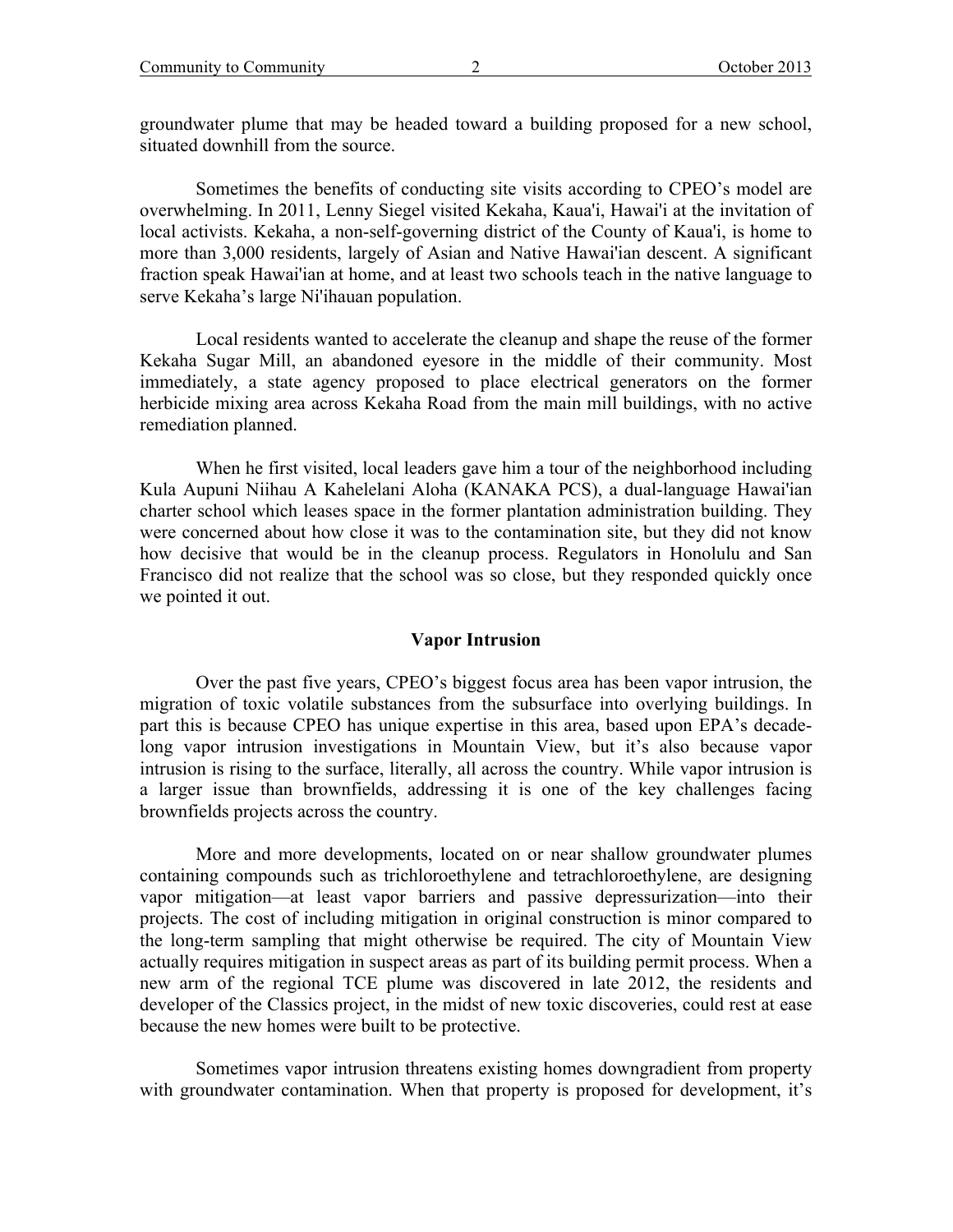groundwater plume that may be headed toward a building proposed for a new school, situated downhill from the source.

Sometimes the benefits of conducting site visits according to CPEO's model are overwhelming. In 2011, Lenny Siegel visited Kekaha, Kaua'i, Hawai'i at the invitation of local activists. Kekaha, a non-self-governing district of the County of Kaua'i, is home to more than 3,000 residents, largely of Asian and Native Hawai'ian descent. A significant fraction speak Hawai'ian at home, and at least two schools teach in the native language to serve Kekaha's large Ni'ihauan population.

Local residents wanted to accelerate the cleanup and shape the reuse of the former Kekaha Sugar Mill, an abandoned eyesore in the middle of their community. Most immediately, a state agency proposed to place electrical generators on the former herbicide mixing area across Kekaha Road from the main mill buildings, with no active remediation planned.

When he first visited, local leaders gave him a tour of the neighborhood including Kula Aupuni Niihau A Kahelelani Aloha (KANAKA PCS), a dual-language Hawai'ian charter school which leases space in the former plantation administration building. They were concerned about how close it was to the contamination site, but they did not know how decisive that would be in the cleanup process. Regulators in Honolulu and San Francisco did not realize that the school was so close, but they responded quickly once we pointed it out.

### Vapor Intrusion

Over the past five years, CPEO's biggest focus area has been vapor intrusion, the migration of toxic volatile substances from the subsurface into overlying buildings. In part this is because CPEO has unique expertise in this area, based upon EPA's decade-long vapor intrusion investigations in Mountain View, but it's also because vapor intrusion is rising to the surface, literally, all across the country. While vapor intrusion is a larger issue than brownfields, addressing it is one of the key challenges facing brownfields projects across the country.

More and more developments, located on or near shallow groundwater plumes containing compounds such as trichloroethylene and tetrachloroethylene, are designing vapor mitigation—at least vapor barriers and passive depressurization—into their projects. The cost of including mitigation in original construction is minor compared to the long-term sampling that might otherwise be required. The city of Mountain View actually requires mitigation in suspect areas as part of its building permit process. When a new arm of the regional TCE plume was discovered in late 2012, the residents and developer of the Classics project, in the midst of new toxic discoveries, could rest at ease because the new homes were built to be protective.

Sometimes vapor intrusion threatens existing homes downgradient from property with groundwater contamination. When that property is proposed for development, it's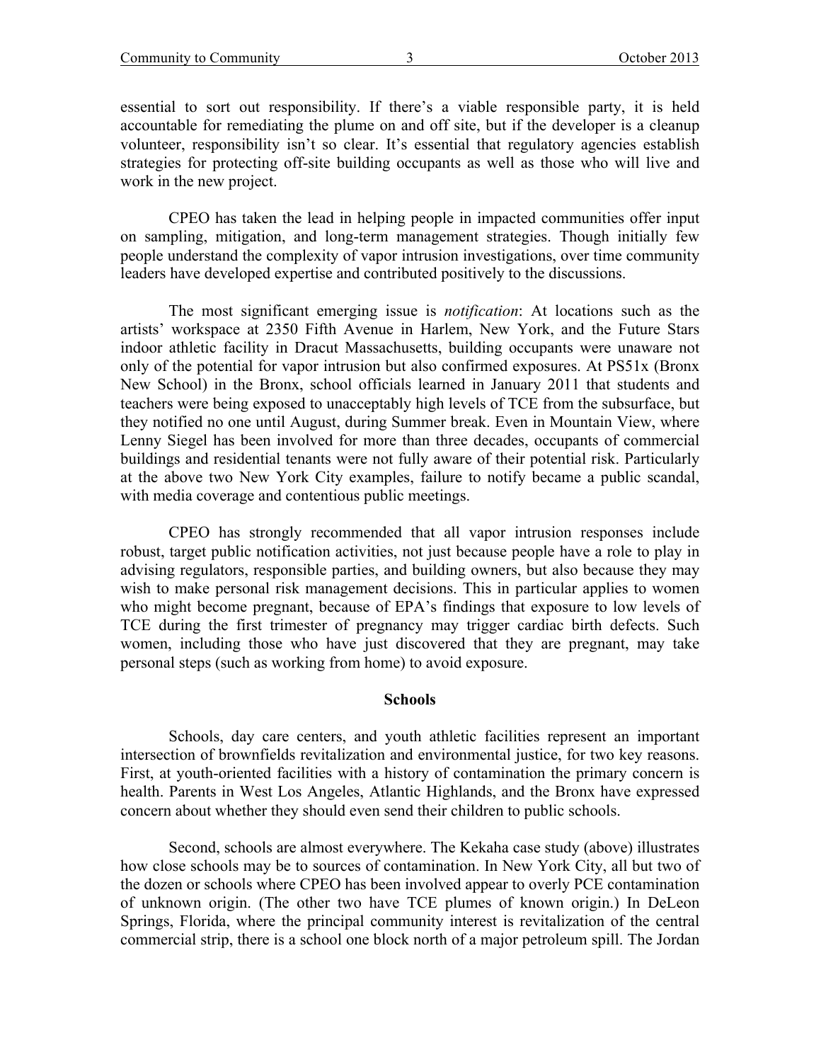essential to sort out responsibility. If there's a viable responsible party, it is held accountable for remediating the plume on and off site, but if the developer is a cleanup volunteer, responsibility isn't so clear. It's essential that regulatory agencies establish strategies for protecting off-site building occupants as well as those who will live and work in the new project.

CPEO has taken the lead in helping people in impacted communities offer input on sampling, mitigation, and long-term management strategies. Though initially few people understand the complexity of vapor intrusion investigations, over time community leaders have developed expertise and contributed positively to the discussions.

The most significant emerging issue is *notification*: At locations such as the artists' workspace at 2350 Fifth Avenue in Harlem, New York, and the Future Stars indoor athletic facility in Dracut Massachusetts, building occupants were unaware not only of the potential for vapor intrusion but also confirmed exposures. At PS51x (Bronx New School) in the Bronx, school officials learned in January 2011 that students and teachers were being exposed to unacceptably high levels of TCE from the subsurface, but they notified no one until August, during Summer break. Even in Mountain View, where Lenny Siegel has been involved for more than three decades, occupants of commercial buildings and residential tenants were not fully aware of their potential risk. Particularly at the above two New York City examples, failure to notify became a public scandal, with media coverage and contentious public meetings.

CPEO has strongly recommended that all vapor intrusion responses include robust, target public notification activities, not just because people have a role to play in advising regulators, responsible parties, and building owners, but also because they may wish to make personal risk management decisions. This in particular applies to women who might become pregnant, because of EPA's findings that exposure to low levels of TCE during the first trimester of pregnancy may trigger cardiac birth defects. Such women, including those who have just discovered that they are pregnant, may take personal steps (such as working from home) to avoid exposure.

## Schools

Schools, day care centers, and youth athletic facilities represent an important intersection of brownfields revitalization and environmental justice, for two key reasons. First, at youth-oriented facilities with a history of contamination the primary concern is health. Parents in West Los Angeles, Atlantic Highlands, and the Bronx have expressed concern about whether they should even send their children to public schools.

Second, schools are almost everywhere. The Kekaha case study (above) illustrates how close schools may be to sources of contamination. In New York City, all but two of the dozen or schools where CPEO has been involved appear to overly PCE contamination of unknown origin. (The other two have TCE plumes of known origin.) In DeLeon Springs, Florida, where the principal community interest is revitalization of the central commercial strip, there is a school one block north of a major petroleum spill. The Jordan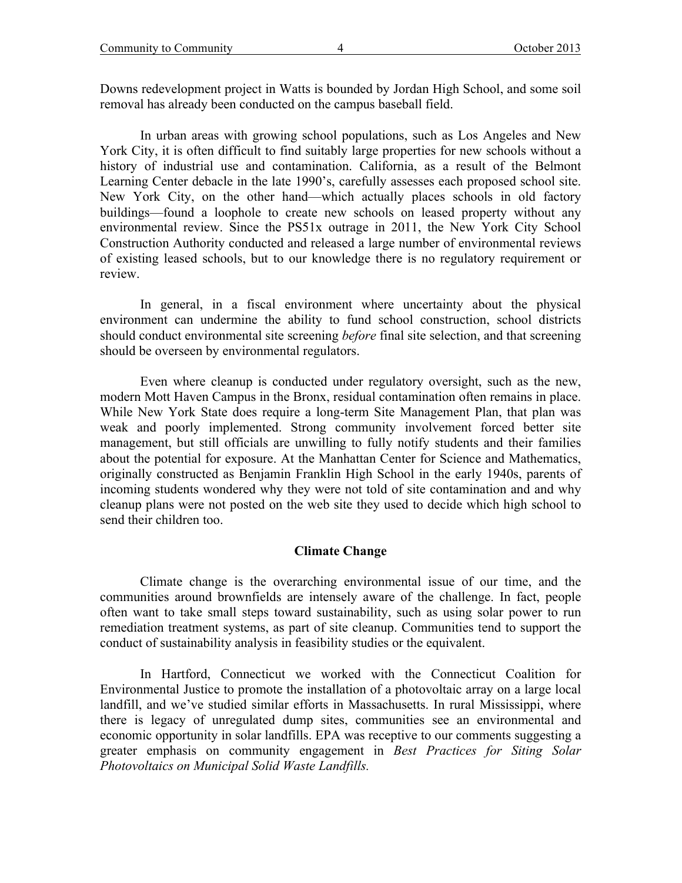Downs redevelopment project in Watts is bounded by Jordan High School, and some soil removal has already been conducted on the campus baseball field.

In urban areas with growing school populations, such as Los Angeles and New York City, it is often difficult to find suitably large properties for new schools without a history of industrial use and contamination. California, as a result of the Belmont Learning Center debacle in the late 1990's, carefully assesses each proposed school site. New York City, on the other hand—which actually places schools in old factory buildings—found a loophole to create new schools on leased property without any environmental review. Since the PS51x outrage in 2011, the New York City School Construction Authority conducted and released a large number of environmental reviews of existing leased schools, but to our knowledge there is no regulatory requirement or review.

In general, in a fiscal environment where uncertainty about the physical environment can undermine the ability to fund school construction, school districts should conduct environmental site screening *before* final site selection, and that screening should be overseen by environmental regulators.

Even where cleanup is conducted under regulatory oversight, such as the new, modern Mott Haven Campus in the Bronx, residual contamination often remains in place. While New York State does require a long-term Site Management Plan, that plan was weak and poorly implemented. Strong community involvement forced better site management, but still officials are unwilling to fully notify students and their families about the potential for exposure. At the Manhattan Center for Science and Mathematics, originally constructed as Benjamin Franklin High School in the early 1940s, parents of incoming students wondered why they were not told of site contamination and and why cleanup plans were not posted on the web site they used to decide which high school to send their children too.

## Climate Change

Climate change is the overarching environmental issue of our time, and the communities around brownfields are intensely aware of the challenge. In fact, people often want to take small steps toward sustainability, such as using solar power to run remediation treatment systems, as part of site cleanup. Communities tend to support the conduct of sustainability analysis in feasibility studies or the equivalent.

In Hartford, Connecticut we worked with the Connecticut Coalition for Environmental Justice to promote the installation of a photovoltaic array on a large local landfill, and we've studied similar efforts in Massachusetts. In rural Mississippi, where there is legacy of unregulated dump sites, communities see an environmental and economic opportunity in solar landfills. EPA was receptive to our comments suggesting a greater emphasis on community engagement in *Best Practices for Siting Solar Photovoltaics on Municipal Solid Waste Landfills.*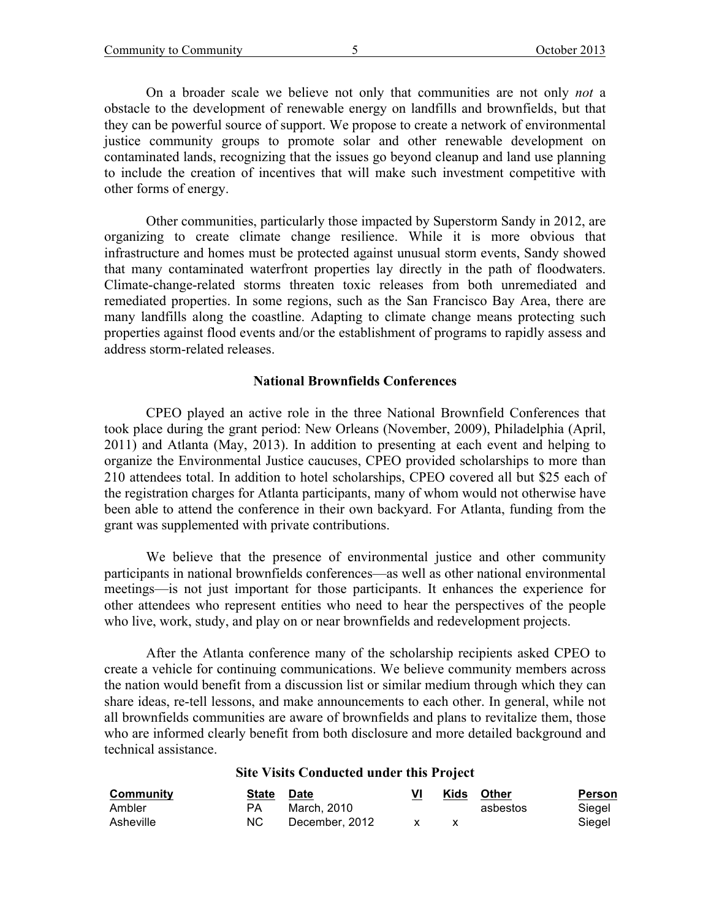On a broader scale we believe not only that communities are not only *not* a obstacle to the development of renewable energy on landfills and brownfields, but that they can be powerful source of support. We propose to create a network of environmental justice community groups to promote solar and other renewable development on contaminated lands, recognizing that the issues go beyond cleanup and land use planning to include the creation of incentives that will make such investment competitive with other forms of energy.

Other communities, particularly those impacted by Superstorm Sandy in 2012, are organizing to create climate change resilience. While it is more obvious that infrastructure and homes must be protected against unusual storm events, Sandy showed that many contaminated waterfront properties lay directly in the path of floodwaters. Climate-change-related storms threaten toxic releases from both unremediated and remediated properties. In some regions, such as the San Francisco Bay Area, there are many landfills along the coastline. Adapting to climate change means protecting such properties against flood events and/or the establishment of programs to rapidly assess and address storm-related releases.

### National Brownfields Conferences

CPEO played an active role in the three National Brownfield Conferences that took place during the grant period: New Orleans (November, 2009), Philadelphia (April, 2011) and Atlanta (May, 2013). In addition to presenting at each event and helping to organize the Environmental Justice caucuses, CPEO provided scholarships to more than 210 attendees total. In addition to hotel scholarships, CPEO covered all but $25 each of the registration charges for Atlanta participants, many of whom would not otherwise have been able to attend the conference in their own backyard. For Atlanta, funding from the grant was supplemented with private contributions.

We believe that the presence of environmental justice and other community participants in national brownfields conferences—as well as other national environmental meetings—is not just important for those participants. It enhances the experience for other attendees who represent entities who need to hear the perspectives of the people who live, work, study, and play on or near brownfields and redevelopment projects.

After the Atlanta conference many of the scholarship recipients asked CPEO to create a vehicle for continuing communications. We believe community members across the nation would benefit from a discussion list or similar medium through which they can share ideas, re-tell lessons, and make announcements to each other. In general, while not all brownfields communities are aware of brownfields and plans to revitalize them, those who are informed clearly benefit from both disclosure and more detailed background and technical assistance.

### Site Visits Conducted under this Project

| Community | State | Date | VI | Kids | Other | Person |
|---|---|---|---|---|---|---|
| Ambler | PA | March, 2010 | | | asbestos | Siegel |
| Asheville | NC | December, 2012 | x | x | | Siegel |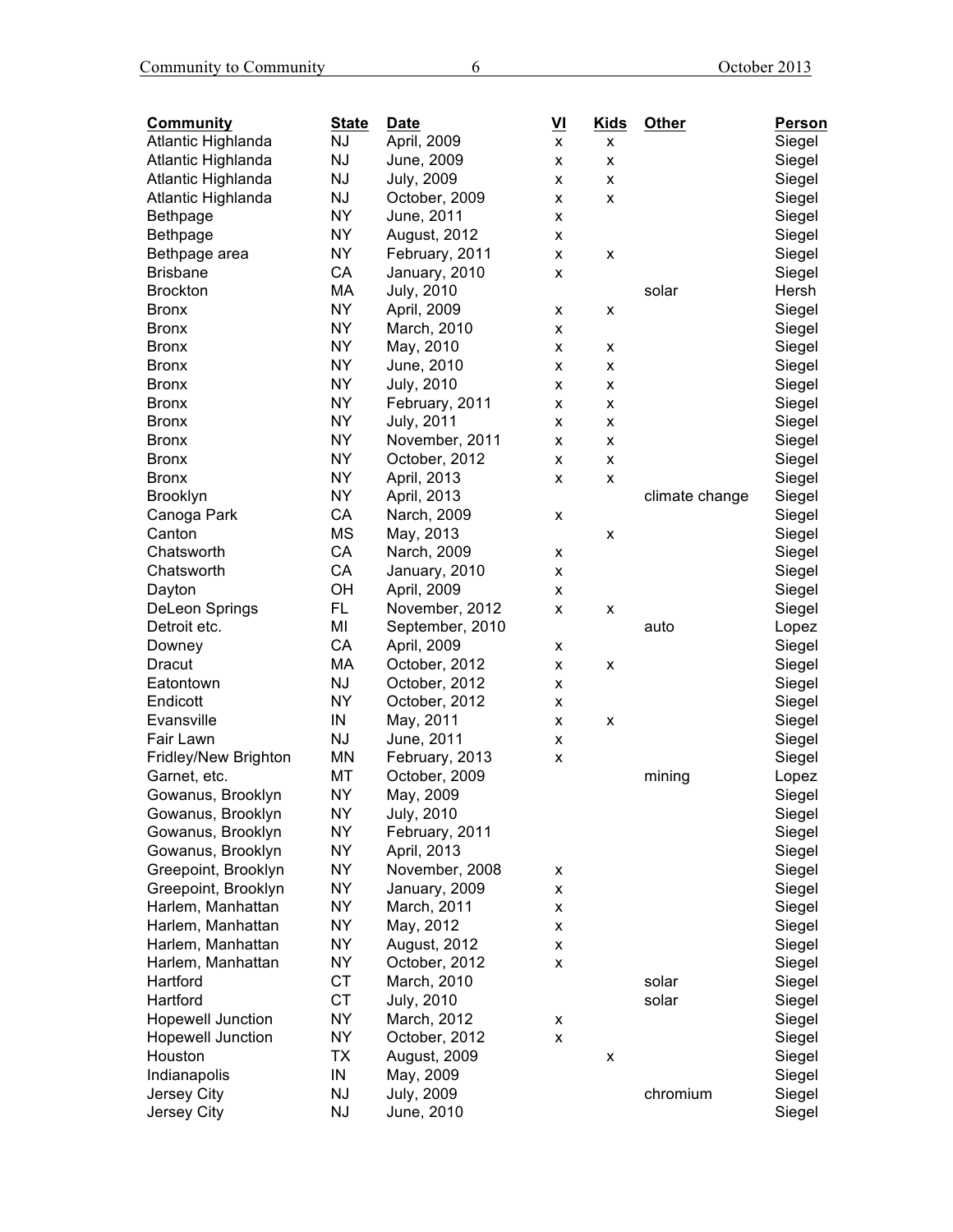| Community | State | Date | VI | Kids | Other | Person |
|---|---|---|---|---|---|---|
| Atlantic Highlanda | NJ | April, 2009 | x | x | | Siegel |
| Atlantic Highlanda | NJ | June, 2009 | x | x | | Siegel |
| Atlantic Highlanda | NJ | July, 2009 | x | x | | Siegel |
| Atlantic Highlanda | NJ | October, 2009 | x | x | | Siegel |
| Bethpage | NY | June, 2011 | x | | | Siegel |
| Bethpage | NY | August, 2012 | x | | | Siegel |
| Bethpage area | NY | February, 2011 | x | x | | Siegel |
| Brisbane | CA | January, 2010 | x | | | Siegel |
| Brockton | MA | July, 2010 | | | solar | Hersh |
| Bronx | NY | April, 2009 | x | x | | Siegel |
| Bronx | NY | March, 2010 | x | | | Siegel |
| Bronx | NY | May, 2010 | x | x | | Siegel |
| Bronx | NY | June, 2010 | x | x | | Siegel |
| Bronx | NY | July, 2010 | x | x | | Siegel |
| Bronx | NY | February, 2011 | x | x | | Siegel |
| Bronx | NY | July, 2011 | x | x | | Siegel |
| Bronx | NY | November, 2011 | x | x | | Siegel |
| Bronx | NY | October, 2012 | x | x | | Siegel |
| Bronx | NY | April, 2013 | x | x | | Siegel |
| Brooklyn | NY | April, 2013 | | | climate change | Siegel |
| Canoga Park | CA | Narch, 2009 | x | | | Siegel |
| Canton | MS | May, 2013 | | x | | Siegel |
| Chatsworth | CA | Narch, 2009 | x | | | Siegel |
| Chatsworth | CA | January, 2010 | x | | | Siegel |
| Dayton | OH | April, 2009 | x | | | Siegel |
| DeLeon Springs | FL | November, 2012 | x | x | | Siegel |
| Detroit etc. | MI | September, 2010 | | | auto | Lopez |
| Downey | CA | April, 2009 | x | | | Siegel |
| Dracut | MA | October, 2012 | x | x | | Siegel |
| Eatontown | NJ | October, 2012 | x | | | Siegel |
| Endicott | NY | October, 2012 | x | | | Siegel |
| Evansville | IN | May, 2011 | x | x | | Siegel |
| Fair Lawn | NJ | June, 2011 | x | | | Siegel |
| Fridley/New Brighton | MN | February, 2013 | x | | | Siegel |
| Garnet, etc. | MT | October, 2009 | | | mining | Lopez |
| Gowanus, Brooklyn | NY | May, 2009 | | | | Siegel |
| Gowanus, Brooklyn | NY | July, 2010 | | | | Siegel |
| Gowanus, Brooklyn | NY | February, 2011 | | | | Siegel |
| Gowanus, Brooklyn | NY | April, 2013 | | | | Siegel |
| Greepoint, Brooklyn | NY | November, 2008 | x | | | Siegel |
| Greepoint, Brooklyn | NY | January, 2009 | x | | | Siegel |
| Harlem, Manhattan | NY | March, 2011 | x | | | Siegel |
| Harlem, Manhattan | NY | May, 2012 | x | | | Siegel |
| Harlem, Manhattan | NY | August, 2012 | x | | | Siegel |
| Harlem, Manhattan | NY | October, 2012 | x | | | Siegel |
| Hartford | CT | March, 2010 | | | solar | Siegel |
| Hartford | CT | July, 2010 | | | solar | Siegel |
| Hopewell Junction | NY | March, 2012 | x | | | Siegel |
| Hopewell Junction | NY | October, 2012 | x | | | Siegel |
| Houston | TX | August, 2009 | | x | | Siegel |
| Indianapolis | IN | May, 2009 | | | | Siegel |
| Jersey City | NJ | July, 2009 | | | chromium | Siegel |
| Jersey City | NJ | June, 2010 | | | | Siegel |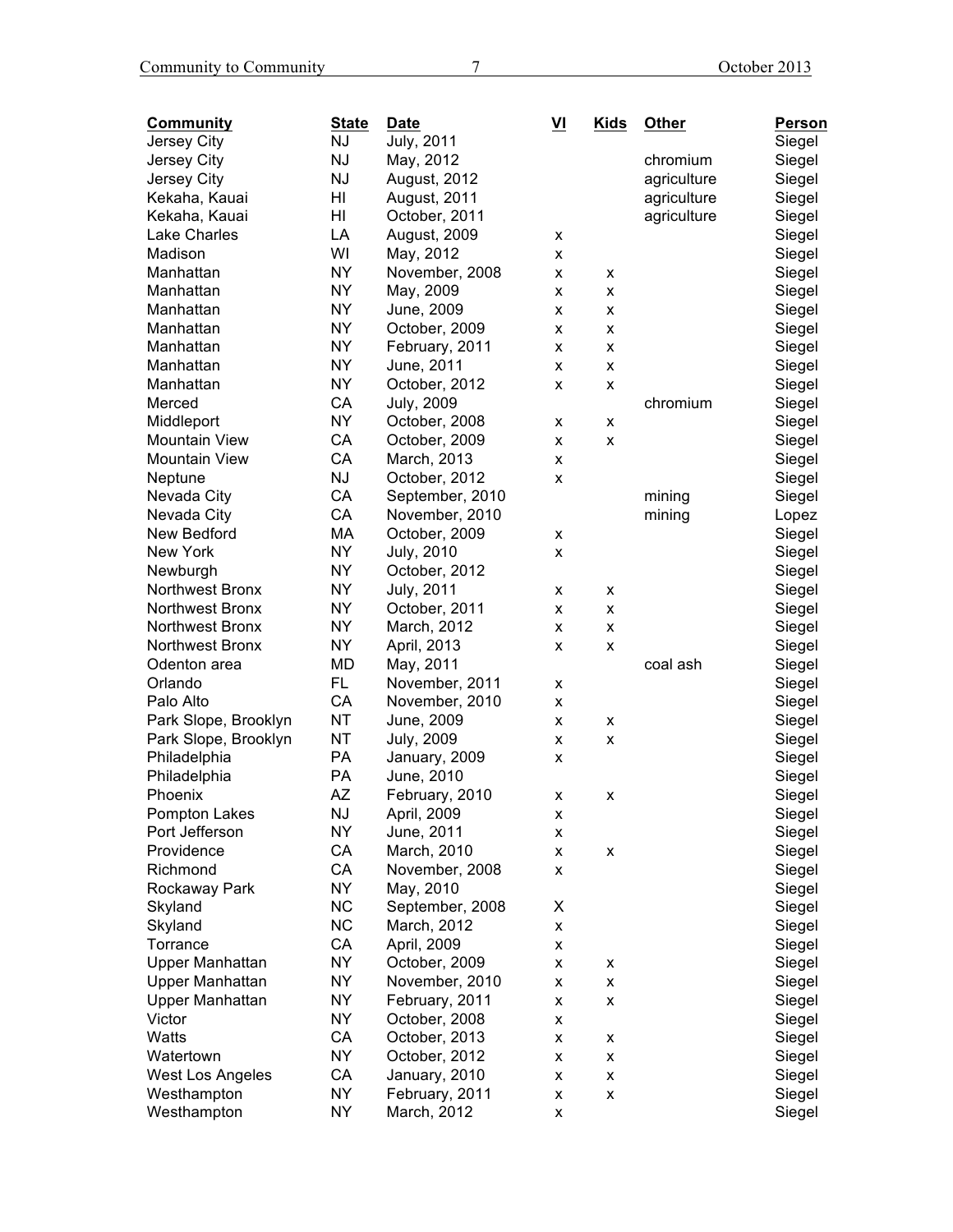| Community | State | Date | VI | Kids | Other | Person |
|---|---|---|---|---|---|---|
| Jersey City | NJ | July, 2011 | | | | Siegel |
| Jersey City | NJ | May, 2012 | | | chromium | Siegel |
| Jersey City | NJ | August, 2012 | | | agriculture | Siegel |
| Kekaha, Kauai | HI | August, 2011 | | | agriculture | Siegel |
| Kekaha, Kauai | HI | October, 2011 | | | agriculture | Siegel |
| Lake Charles | LA | August, 2009 | x | | | Siegel |
| Madison | WI | May, 2012 | x | | | Siegel |
| Manhattan | NY | November, 2008 | x | x | | Siegel |
| Manhattan | NY | May, 2009 | x | x | | Siegel |
| Manhattan | NY | June, 2009 | x | x | | Siegel |
| Manhattan | NY | October, 2009 | x | x | | Siegel |
| Manhattan | NY | February, 2011 | x | x | | Siegel |
| Manhattan | NY | June, 2011 | x | x | | Siegel |
| Manhattan | NY | October, 2012 | x | x | | Siegel |
| Merced | CA | July, 2009 | | | chromium | Siegel |
| Middleport | NY | October, 2008 | x | x | | Siegel |
| Mountain View | CA | October, 2009 | x | x | | Siegel |
| Mountain View | CA | March, 2013 | x | | | Siegel |
| Neptune | NJ | October, 2012 | x | | | Siegel |
| Nevada City | CA | September, 2010 | | | mining | Siegel |
| Nevada City | CA | November, 2010 | | | mining | Lopez |
| New Bedford | MA | October, 2009 | x | | | Siegel |
| New York | NY | July, 2010 | x | | | Siegel |
| Newburgh | NY | October, 2012 | | | | Siegel |
| Northwest Bronx | NY | July, 2011 | x | x | | Siegel |
| Northwest Bronx | NY | October, 2011 | x | x | | Siegel |
| Northwest Bronx | NY | March, 2012 | x | x | | Siegel |
| Northwest Bronx | NY | April, 2013 | x | x | | Siegel |
| Odenton area | MD | May, 2011 | | | coal ash | Siegel |
| Orlando | FL | November, 2011 | x | | | Siegel |
| Palo Alto | CA | November, 2010 | x | | | Siegel |
| Park Slope, Brooklyn | NT | June, 2009 | x | x | | Siegel |
| Park Slope, Brooklyn | NT | July, 2009 | x | x | | Siegel |
| Philadelphia | PA | January, 2009 | x | | | Siegel |
| Philadelphia | PA | June, 2010 | | | | Siegel |
| Phoenix | AZ | February, 2010 | x | x | | Siegel |
| Pompton Lakes | NJ | April, 2009 | x | | | Siegel |
| Port Jefferson | NY | June, 2011 | x | | | Siegel |
| Providence | CA | March, 2010 | x | x | | Siegel |
| Richmond | CA | November, 2008 | x | | | Siegel |
| Rockaway Park | NY | May, 2010 | | | | Siegel |
| Skyland | NC | September, 2008 | X | | | Siegel |
| Skyland | NC | March, 2012 | x | | | Siegel |
| Torrance | CA | April, 2009 | x | | | Siegel |
| Upper Manhattan | NY | October, 2009 | x | x | | Siegel |
| Upper Manhattan | NY | November, 2010 | x | x | | Siegel |
| Upper Manhattan | NY | February, 2011 | x | x | | Siegel |
| Victor | NY | October, 2008 | x | | | Siegel |
| Watts | CA | October, 2013 | x | x | | Siegel |
| Watertown | NY | October, 2012 | x | x | | Siegel |
| West Los Angeles | CA | January, 2010 | x | x | | Siegel |
| Westhampton | NY | February, 2011 | x | x | | Siegel |
| Westhampton | NY | March, 2012 | x | | | Siegel |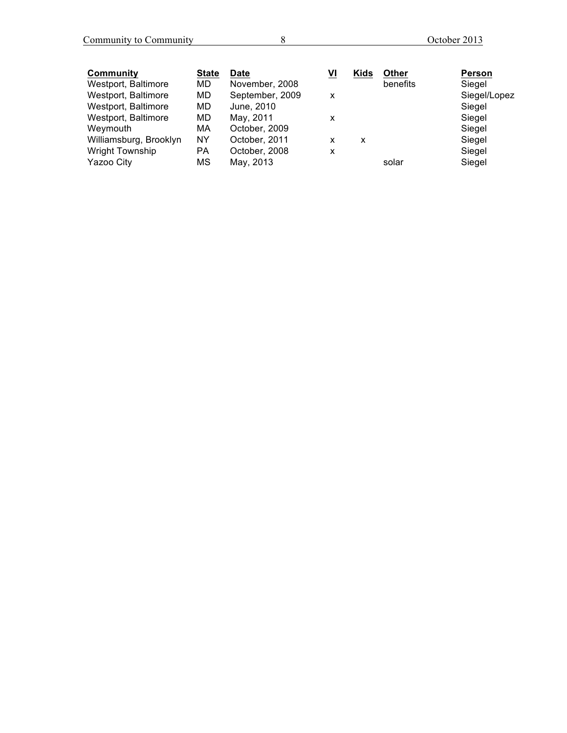| Community | State | Date | VI | Kids | Other | Person |
|---|---|---|---|---|---|---|
| Westport, Baltimore | MD | November, 2008 | | | benefits | Siegel |
| Westport, Baltimore | MD | September, 2009 | x | | | Siegel/Lopez |
| Westport, Baltimore | MD | June, 2010 | | | | Siegel |
| Westport, Baltimore | MD | May, 2011 | x | | | Siegel |
| Weymouth | MA | October, 2009 | | | | Siegel |
| Williamsburg, Brooklyn | NY | October, 2011 | x | x | | Siegel |
| Wright Township | PA | October, 2008 | x | | | Siegel |
| Yazoo City | MS | May, 2013 | | | solar | Siegel |